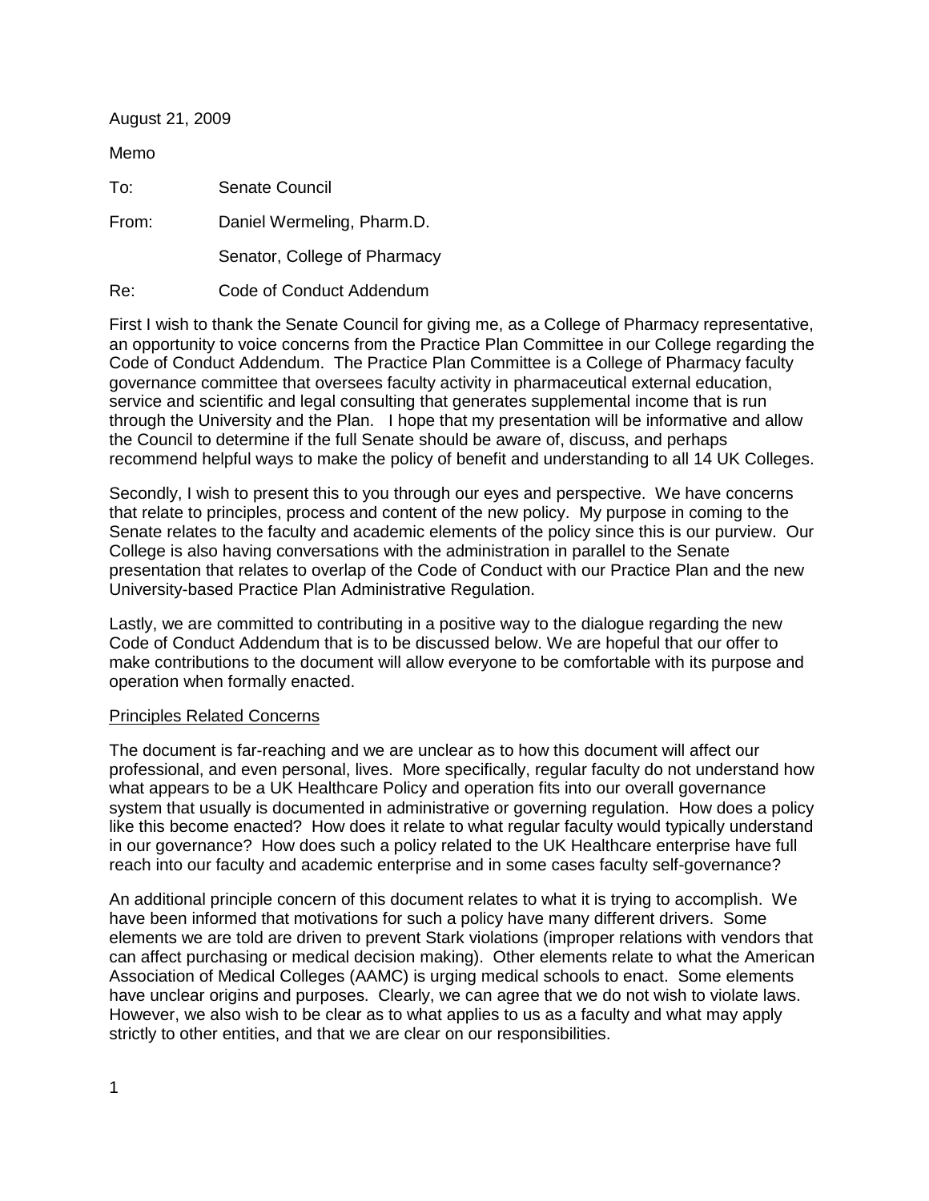August 21, 2009

Memo

To: Senate Council

From: Daniel Wermeling, Pharm.D.

Senator, College of Pharmacy

Re: Code of Conduct Addendum

First I wish to thank the Senate Council for giving me, as a College of Pharmacy representative, an opportunity to voice concerns from the Practice Plan Committee in our College regarding the Code of Conduct Addendum. The Practice Plan Committee is a College of Pharmacy faculty governance committee that oversees faculty activity in pharmaceutical external education, service and scientific and legal consulting that generates supplemental income that is run through the University and the Plan. I hope that my presentation will be informative and allow the Council to determine if the full Senate should be aware of, discuss, and perhaps recommend helpful ways to make the policy of benefit and understanding to all 14 UK Colleges.

Secondly, I wish to present this to you through our eyes and perspective. We have concerns that relate to principles, process and content of the new policy. My purpose in coming to the Senate relates to the faculty and academic elements of the policy since this is our purview. Our College is also having conversations with the administration in parallel to the Senate presentation that relates to overlap of the Code of Conduct with our Practice Plan and the new University-based Practice Plan Administrative Regulation.

Lastly, we are committed to contributing in a positive way to the dialogue regarding the new Code of Conduct Addendum that is to be discussed below. We are hopeful that our offer to make contributions to the document will allow everyone to be comfortable with its purpose and operation when formally enacted.

## Principles Related Concerns

The document is far-reaching and we are unclear as to how this document will affect our professional, and even personal, lives. More specifically, regular faculty do not understand how what appears to be a UK Healthcare Policy and operation fits into our overall governance system that usually is documented in administrative or governing regulation. How does a policy like this become enacted? How does it relate to what regular faculty would typically understand in our governance? How does such a policy related to the UK Healthcare enterprise have full reach into our faculty and academic enterprise and in some cases faculty self-governance?

An additional principle concern of this document relates to what it is trying to accomplish. We have been informed that motivations for such a policy have many different drivers. Some elements we are told are driven to prevent Stark violations (improper relations with vendors that can affect purchasing or medical decision making). Other elements relate to what the American Association of Medical Colleges (AAMC) is urging medical schools to enact. Some elements have unclear origins and purposes. Clearly, we can agree that we do not wish to violate laws. However, we also wish to be clear as to what applies to us as a faculty and what may apply strictly to other entities, and that we are clear on our responsibilities.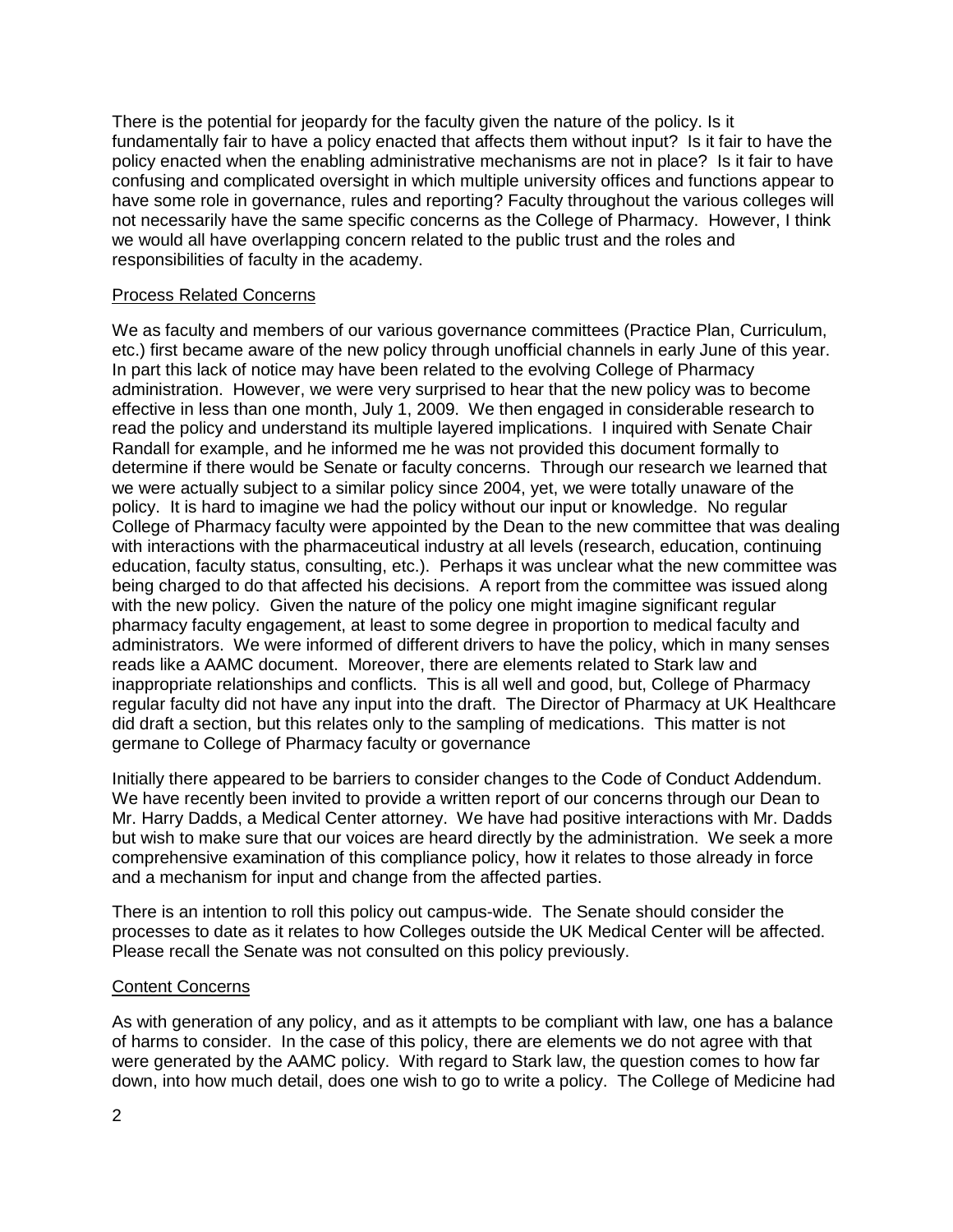There is the potential for jeopardy for the faculty given the nature of the policy. Is it fundamentally fair to have a policy enacted that affects them without input? Is it fair to have the policy enacted when the enabling administrative mechanisms are not in place? Is it fair to have confusing and complicated oversight in which multiple university offices and functions appear to have some role in governance, rules and reporting? Faculty throughout the various colleges will not necessarily have the same specific concerns as the College of Pharmacy. However, I think we would all have overlapping concern related to the public trust and the roles and responsibilities of faculty in the academy.

## Process Related Concerns

We as faculty and members of our various governance committees (Practice Plan, Curriculum, etc.) first became aware of the new policy through unofficial channels in early June of this year. In part this lack of notice may have been related to the evolving College of Pharmacy administration. However, we were very surprised to hear that the new policy was to become effective in less than one month, July 1, 2009. We then engaged in considerable research to read the policy and understand its multiple layered implications. I inquired with Senate Chair Randall for example, and he informed me he was not provided this document formally to determine if there would be Senate or faculty concerns. Through our research we learned that we were actually subject to a similar policy since 2004, yet, we were totally unaware of the policy. It is hard to imagine we had the policy without our input or knowledge. No regular College of Pharmacy faculty were appointed by the Dean to the new committee that was dealing with interactions with the pharmaceutical industry at all levels (research, education, continuing education, faculty status, consulting, etc.). Perhaps it was unclear what the new committee was being charged to do that affected his decisions. A report from the committee was issued along with the new policy. Given the nature of the policy one might imagine significant regular pharmacy faculty engagement, at least to some degree in proportion to medical faculty and administrators. We were informed of different drivers to have the policy, which in many senses reads like a AAMC document. Moreover, there are elements related to Stark law and inappropriate relationships and conflicts. This is all well and good, but, College of Pharmacy regular faculty did not have any input into the draft. The Director of Pharmacy at UK Healthcare did draft a section, but this relates only to the sampling of medications. This matter is not germane to College of Pharmacy faculty or governance

Initially there appeared to be barriers to consider changes to the Code of Conduct Addendum. We have recently been invited to provide a written report of our concerns through our Dean to Mr. Harry Dadds, a Medical Center attorney. We have had positive interactions with Mr. Dadds but wish to make sure that our voices are heard directly by the administration. We seek a more comprehensive examination of this compliance policy, how it relates to those already in force and a mechanism for input and change from the affected parties.

There is an intention to roll this policy out campus-wide. The Senate should consider the processes to date as it relates to how Colleges outside the UK Medical Center will be affected. Please recall the Senate was not consulted on this policy previously.

## Content Concerns

As with generation of any policy, and as it attempts to be compliant with law, one has a balance of harms to consider. In the case of this policy, there are elements we do not agree with that were generated by the AAMC policy. With regard to Stark law, the question comes to how far down, into how much detail, does one wish to go to write a policy. The College of Medicine had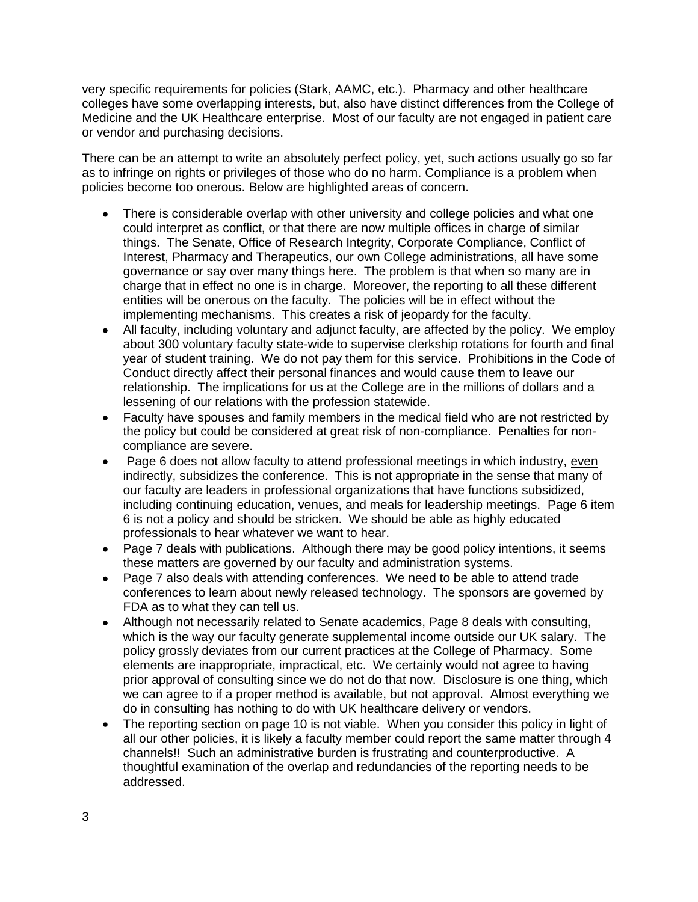very specific requirements for policies (Stark, AAMC, etc.). Pharmacy and other healthcare colleges have some overlapping interests, but, also have distinct differences from the College of Medicine and the UK Healthcare enterprise. Most of our faculty are not engaged in patient care or vendor and purchasing decisions.

There can be an attempt to write an absolutely perfect policy, yet, such actions usually go so far as to infringe on rights or privileges of those who do no harm. Compliance is a problem when policies become too onerous. Below are highlighted areas of concern.

- There is considerable overlap with other university and college policies and what one could interpret as conflict, or that there are now multiple offices in charge of similar things. The Senate, Office of Research Integrity, Corporate Compliance, Conflict of Interest, Pharmacy and Therapeutics, our own College administrations, all have some governance or say over many things here. The problem is that when so many are in charge that in effect no one is in charge. Moreover, the reporting to all these different entities will be onerous on the faculty. The policies will be in effect without the implementing mechanisms. This creates a risk of jeopardy for the faculty.
- All faculty, including voluntary and adjunct faculty, are affected by the policy. We employ about 300 voluntary faculty state-wide to supervise clerkship rotations for fourth and final year of student training. We do not pay them for this service. Prohibitions in the Code of Conduct directly affect their personal finances and would cause them to leave our relationship. The implications for us at the College are in the millions of dollars and a lessening of our relations with the profession statewide.
- Faculty have spouses and family members in the medical field who are not restricted by the policy but could be considered at great risk of non-compliance. Penalties for non-compliance are severe.
- Page 6 does not allow faculty to attend professional meetings in which industry, <u>even indirectly,</u> subsidizes the conference. This is not appropriate in the sense that many of our faculty are leaders in professional organizations that have functions subsidized, including continuing education, venues, and meals for leadership meetings. Page 6 item 6 is not a policy and should be stricken. We should be able as highly educated professionals to hear whatever we want to hear.
- Page 7 deals with publications. Although there may be good policy intentions, it seems these matters are governed by our faculty and administration systems.
- Page 7 also deals with attending conferences. We need to be able to attend trade conferences to learn about newly released technology. The sponsors are governed by FDA as to what they can tell us.
- Although not necessarily related to Senate academics, Page 8 deals with consulting, which is the way our faculty generate supplemental income outside our UK salary. The policy grossly deviates from our current practices at the College of Pharmacy. Some elements are inappropriate, impractical, etc. We certainly would not agree to having prior approval of consulting since we do not do that now. Disclosure is one thing, which we can agree to if a proper method is available, but not approval. Almost everything we do in consulting has nothing to do with UK healthcare delivery or vendors.
- The reporting section on page 10 is not viable. When you consider this policy in light of all our other policies, it is likely a faculty member could report the same matter through 4 channels!! Such an administrative burden is frustrating and counterproductive. A thoughtful examination of the overlap and redundancies of the reporting needs to be addressed.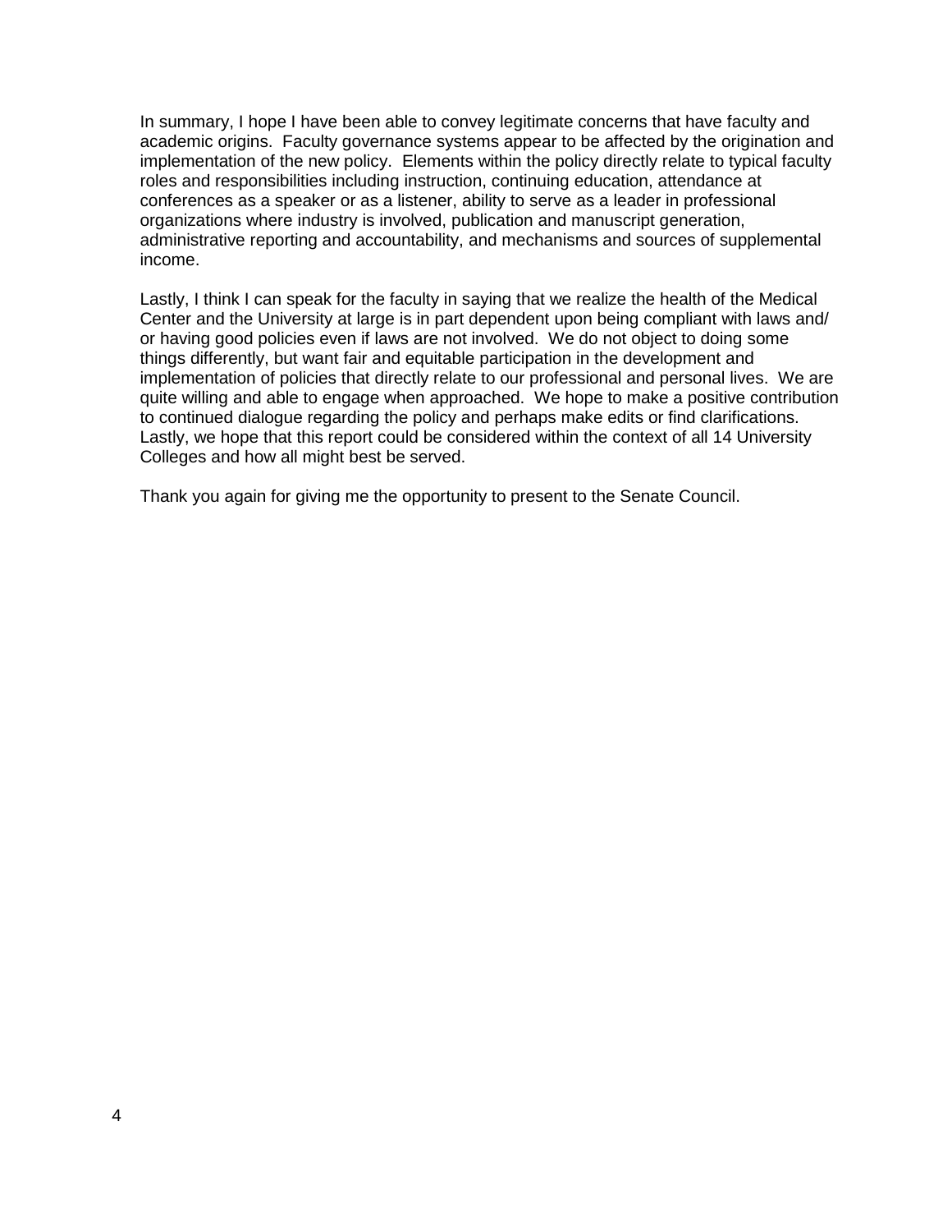In summary, I hope I have been able to convey legitimate concerns that have faculty and academic origins. Faculty governance systems appear to be affected by the origination and implementation of the new policy. Elements within the policy directly relate to typical faculty roles and responsibilities including instruction, continuing education, attendance at conferences as a speaker or as a listener, ability to serve as a leader in professional organizations where industry is involved, publication and manuscript generation, administrative reporting and accountability, and mechanisms and sources of supplemental income.

Lastly, I think I can speak for the faculty in saying that we realize the health of the Medical Center and the University at large is in part dependent upon being compliant with laws and/ or having good policies even if laws are not involved. We do not object to doing some things differently, but want fair and equitable participation in the development and implementation of policies that directly relate to our professional and personal lives. We are quite willing and able to engage when approached. We hope to make a positive contribution to continued dialogue regarding the policy and perhaps make edits or find clarifications. Lastly, we hope that this report could be considered within the context of all 14 University Colleges and how all might best be served.

Thank you again for giving me the opportunity to present to the Senate Council.